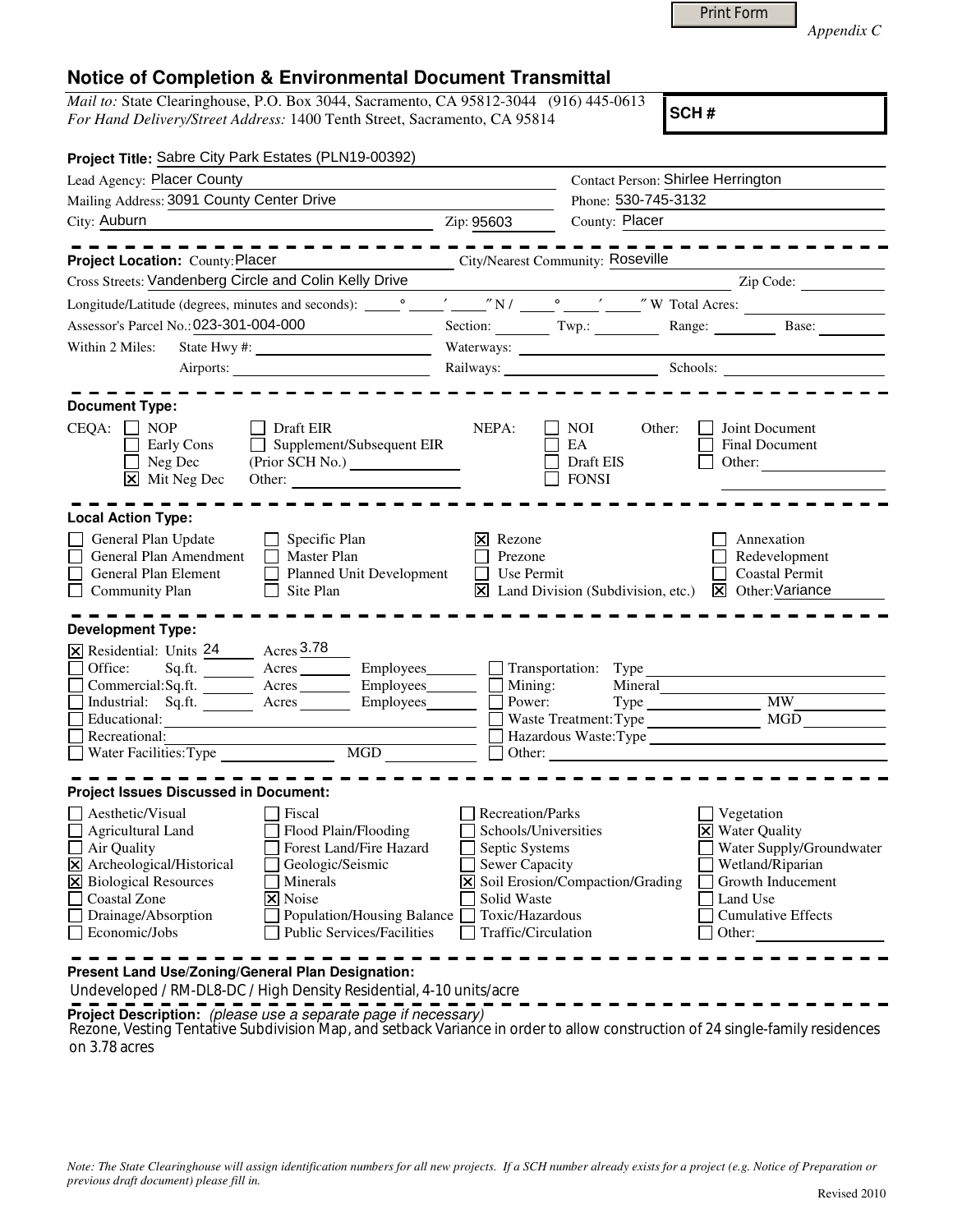Print Form

*Appendix C*

# Notice of Completion & Environmental Document Transmittal

*Mail to:* State Clearinghouse, P.O. Box 3044, Sacramento, CA 95812-3044 (916) 445-0613
*For Hand Delivery/Street Address:* 1400 Tenth Street, Sacramento, CA 95814

**SCH #**

**Project Title:** Sabre City Park Estates (PLN19-00392)

Lead Agency: Placer County | Contact Person: Shirlee Herrington
Mailing Address: 3091 County Center Drive | Phone: 530-745-3132
City: Auburn | Zip: 95603 | County: Placer

---

**Project Location:** County: Placer | City/Nearest Community: Roseville
Cross Streets: Vandenberg Circle and Colin Kelly Drive | Zip Code:
Longitude/Latitude (degrees, minutes and seconds): ___° ___′ ___″ N / ___° ___′ ___″ W Total Acres:
Assessor's Parcel No.: 023-301-004-000 | Section: | Twp.: | Range: | Base:
Within 2 Miles: State Hwy #: | Waterways:
Airports: | Railways: | Schools:

---

**Document Type:**

CEQA:
- [ ] NOP
- [ ] Early Cons
- [ ] Neg Dec
- [x] Mit Neg Dec
- [ ] Draft EIR
- [ ] Supplement/Subsequent EIR (Prior SCH No.)
- Other:

NEPA:
- [ ] NOI
- [ ] EA
- [ ] Draft EIS
- [ ] FONSI

Other:
- [ ] Joint Document
- [ ] Final Document
- [ ] Other:

---

**Local Action Type:**

- [ ] General Plan Update
- [ ] General Plan Amendment
- [ ] General Plan Element
- [ ] Community Plan
- [ ] Specific Plan
- [ ] Master Plan
- [ ] Planned Unit Development
- [ ] Site Plan
- [x] Rezone
- [ ] Prezone
- [ ] Use Permit
- [x] Land Division (Subdivision, etc.)
- [ ] Annexation
- [ ] Redevelopment
- [ ] Coastal Permit
- [x] Other: Variance

---

**Development Type:**

- [x] Residential: Units 24 Acres 3.78
- [ ] Office: Sq.ft. Acres Employees
- [ ] Commercial: Sq.ft. Acres Employees
- [ ] Industrial: Sq.ft. Acres Employees
- [ ] Educational:
- [ ] Recreational:
- [ ] Water Facilities: Type MGD
- [ ] Transportation: Type
- [ ] Mining: Mineral
- [ ] Power: Type MW
- [ ] Waste Treatment: Type MGD
- [ ] Hazardous Waste: Type
- [ ] Other:

---

**Project Issues Discussed in Document:**

- [ ] Aesthetic/Visual
- [ ] Agricultural Land
- [ ] Air Quality
- [x] Archeological/Historical
- [x] Biological Resources
- [ ] Coastal Zone
- [ ] Drainage/Absorption
- [ ] Economic/Jobs
- [ ] Fiscal
- [ ] Flood Plain/Flooding
- [ ] Forest Land/Fire Hazard
- [ ] Geologic/Seismic
- [ ] Minerals
- [x] Noise
- [ ] Population/Housing Balance
- [ ] Public Services/Facilities
- [ ] Recreation/Parks
- [ ] Schools/Universities
- [ ] Septic Systems
- [ ] Sewer Capacity
- [x] Soil Erosion/Compaction/Grading
- [ ] Solid Waste
- [ ] Toxic/Hazardous
- [ ] Traffic/Circulation
- [ ] Vegetation
- [x] Water Quality
- [ ] Water Supply/Groundwater
- [ ] Wetland/Riparian
- [ ] Growth Inducement
- [ ] Land Use
- [ ] Cumulative Effects
- [ ] Other:

---

**Present Land Use/Zoning/General Plan Designation:**

Undeveloped / RM-DL8-DC / High Density Residential, 4-10 units/acre

**Project Description:** *(please use a separate page if necessary)*

Rezone, Vesting Tentative Subdivision Map, and setback Variance in order to allow construction of 24 single-family residences on 3.78 acres

*Note: The State Clearinghouse will assign identification numbers for all new projects. If a SCH number already exists for a project (e.g. Notice of Preparation or previous draft document) please fill in.*

Revised 2010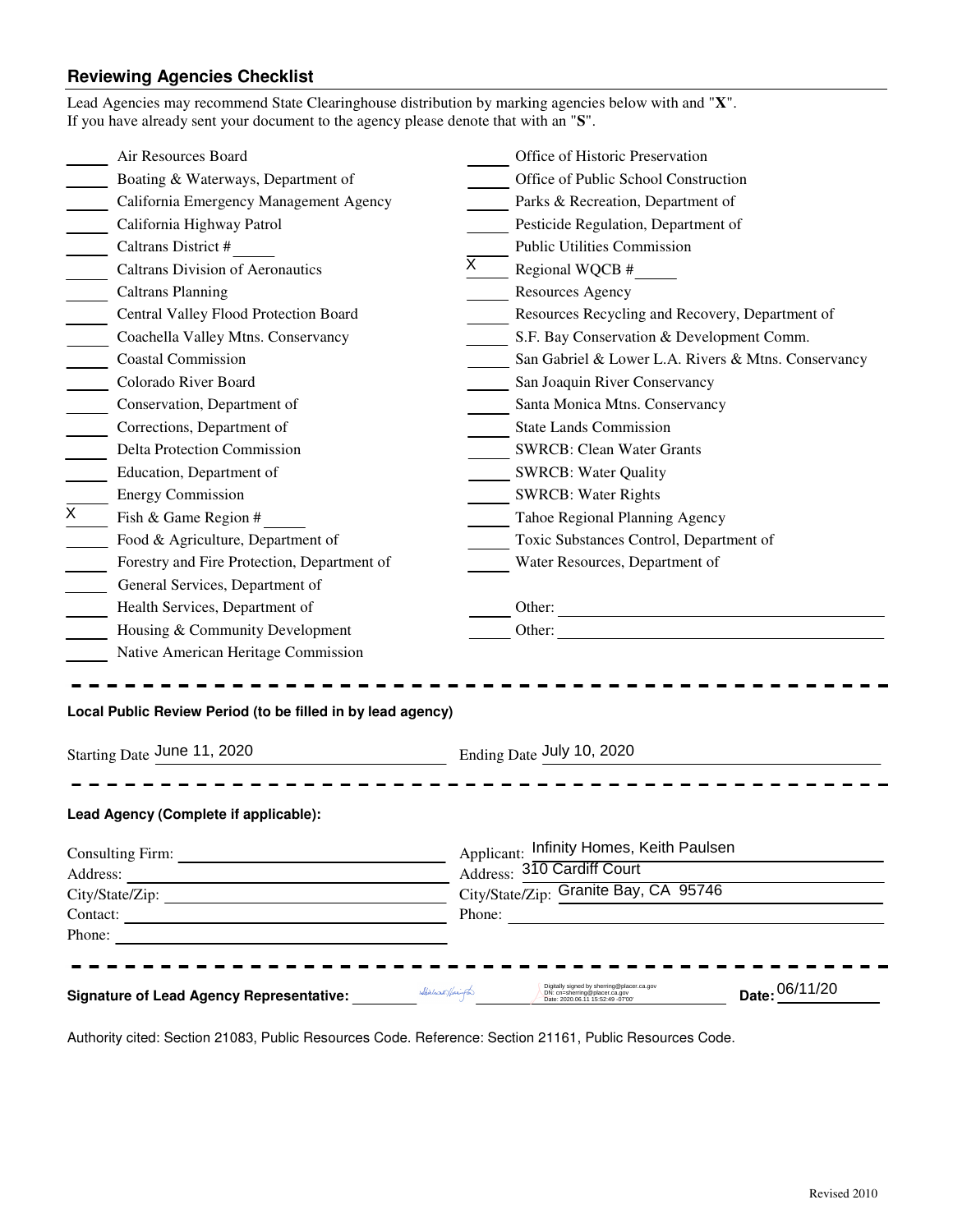## Reviewing Agencies Checklist

Lead Agencies may recommend State Clearinghouse distribution by marking agencies below with and "**X**".
If you have already sent your document to the agency please denote that with an "**S**".

| | | | |
|---|---|---|---|
| ___ | Air Resources Board | ___ | Office of Historic Preservation |
| ___ | Boating & Waterways, Department of | ___ | Office of Public School Construction |
| ___ | California Emergency Management Agency | ___ | Parks & Recreation, Department of |
| ___ | California Highway Patrol | ___ | Pesticide Regulation, Department of |
| ___ | Caltrans District # ___ | ___ | Public Utilities Commission |
| ___ | Caltrans Division of Aeronautics | X | Regional WQCB # ___ |
| ___ | Caltrans Planning | ___ | Resources Agency |
| ___ | Central Valley Flood Protection Board | ___ | Resources Recycling and Recovery, Department of |
| ___ | Coachella Valley Mtns. Conservancy | ___ | S.F. Bay Conservation & Development Comm. |
| ___ | Coastal Commission | ___ | San Gabriel & Lower L.A. Rivers & Mtns. Conservancy |
| ___ | Colorado River Board | ___ | San Joaquin River Conservancy |
| ___ | Conservation, Department of | ___ | Santa Monica Mtns. Conservancy |
| ___ | Corrections, Department of | ___ | State Lands Commission |
| ___ | Delta Protection Commission | ___ | SWRCB: Clean Water Grants |
| ___ | Education, Department of | ___ | SWRCB: Water Quality |
| ___ | Energy Commission | ___ | SWRCB: Water Rights |
| X | Fish & Game Region # ___ | ___ | Tahoe Regional Planning Agency |
| ___ | Food & Agriculture, Department of | ___ | Toxic Substances Control, Department of |
| ___ | Forestry and Fire Protection, Department of | ___ | Water Resources, Department of |
| ___ | General Services, Department of | | |
| ___ | Health Services, Department of | ___ | Other: |
| ___ | Housing & Community Development | ___ | Other: |
| ___ | Native American Heritage Commission | | |

---

**Local Public Review Period (to be filled in by lead agency)**

Starting Date June 11, 2020 | Ending Date July 10, 2020

---

**Lead Agency (Complete if applicable):**

| | |
|---|---|
| Consulting Firm: | Applicant: Infinity Homes, Keith Paulsen |
| Address: | Address: 310 Cardiff Court |
| City/State/Zip: | City/State/Zip: Granite Bay, CA 95746 |
| Contact: | Phone: |
| Phone: | |

---

**Signature of Lead Agency Representative:** Digitally signed by sherring@placer.ca.gov DN: cn=sherring@placer.ca.gov Date: 2020.06.11 15:52:49 -07'00' **Date:** 06/11/20

Authority cited: Section 21083, Public Resources Code. Reference: Section 21161, Public Resources Code.

Revised 2010